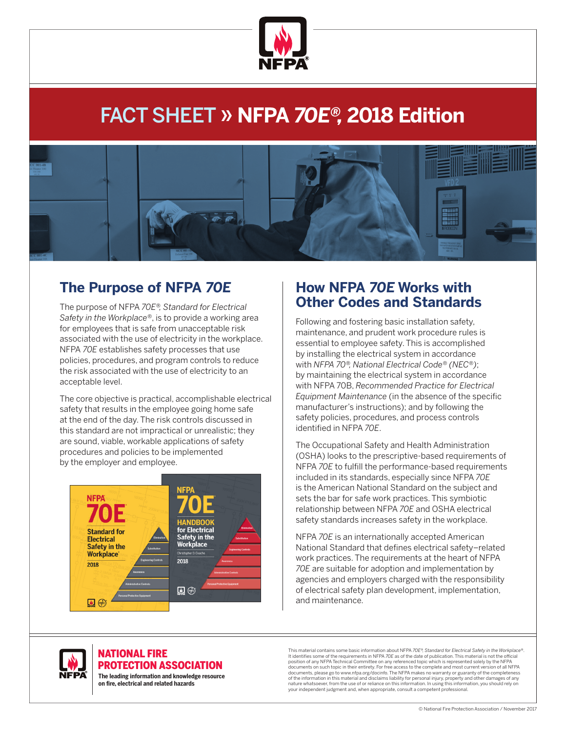# FACT SHEET » NFPA *70E*®, 2018 Edition

## The Purpose of NFPA *70E*

The purpose of NFPA *70E*®, *Standard for Electrical Safety in the Workplace*®, is to provide a working area for employees that is safe from unacceptable risk associated with the use of electricity in the workplace. NFPA *70E* establishes safety processes that use policies, procedures, and program controls to reduce the risk associated with the use of electricity to an acceptable level.

The core objective is practical, accomplishable electrical safety that results in the employee going home safe at the end of the day. The risk controls discussed in this standard are not impractical or unrealistic; they are sound, viable, workable applications of safety procedures and policies to be implemented by the employer and employee.

## How NFPA *70E* Works with Other Codes and Standards

Following and fostering basic installation safety, maintenance, and prudent work procedure rules is essential to employee safety. This is accomplished by installing the electrical system in accordance with *NFPA 70*®*, National Electrical Code*® (*NEC*®); by maintaining the electrical system in accordance with NFPA 70B, *Recommended Practice for Electrical Equipment Maintenance* (in the absence of the specific manufacturer's instructions); and by following the safety policies, procedures, and process controls identified in NFPA *70E*.

The Occupational Safety and Health Administration (OSHA) looks to the prescriptive-based requirements of NFPA *70E* to fulfill the performance-based requirements included in its standards, especially since NFPA *70E* is the American National Standard on the subject and sets the bar for safe work practices. This symbiotic relationship between NFPA *70E* and OSHA electrical safety standards increases safety in the workplace.

NFPA *70E* is an internationally accepted American National Standard that defines electrical safety–related work practices. The requirements at the heart of NFPA *70E* are suitable for adoption and implementation by agencies and employers charged with the responsibility of electrical safety plan development, implementation, and maintenance.

**NATIONAL FIRE PROTECTION ASSOCIATION**

**The leading information and knowledge resource on fire, electrical and related hazards**

This material contains some basic information about NFPA *70E*®, *Standard for Electrical Safety in the Workplace*®. It identifies some of the requirements in NFPA *70E* as of the date of publication. This material is not the official position of any NFPA Technical Committee on any referenced topic which is represented solely by the NFPA documents on such topic in their entirety. For free access to the complete and most current version of all NFPA documents, please go to www.nfpa.org/docinfo. The NFPA makes no warranty or guaranty of the completeness of the information in this material and disclaims liability for personal injury, property and other damages of any nature whatsoever, from the use of or reliance on this information. In using this information, you should rely on your independent judgment and, when appropriate, consult a competent professional.

© National Fire Protection Association / November 2017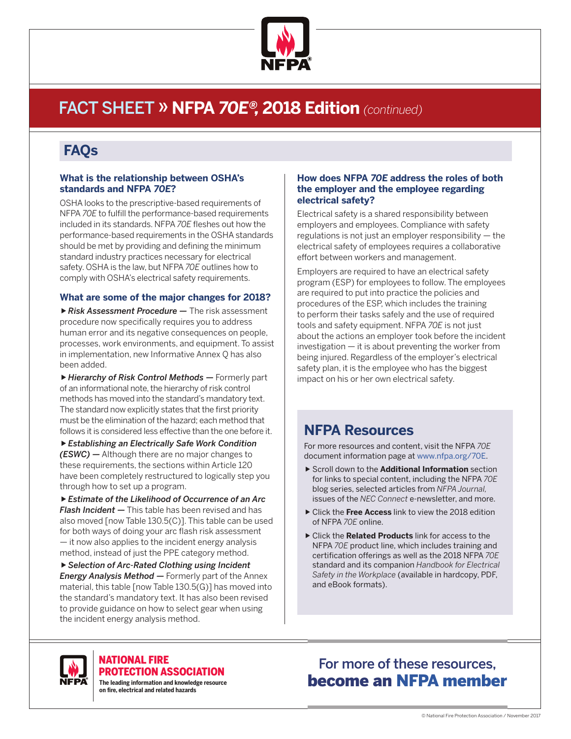# FACT SHEET » NFPA *70E®*, 2018 Edition *(continued)*

## FAQs

### What is the relationship between OSHA's standards and NFPA *70E*?

OSHA looks to the prescriptive-based requirements of NFPA *70E* to fulfill the performance-based requirements included in its standards. NFPA *70E* fleshes out how the performance-based requirements in the OSHA standards should be met by providing and defining the minimum standard industry practices necessary for electrical safety. OSHA is the law, but NFPA *70E* outlines how to comply with OSHA's electrical safety requirements.

### What are some of the major changes for 2018?

- ***Risk Assessment Procedure —*** The risk assessment procedure now specifically requires you to address human error and its negative consequences on people, processes, work environments, and equipment. To assist in implementation, new Informative Annex Q has also been added.
- ***Hierarchy of Risk Control Methods —*** Formerly part of an informational note, the hierarchy of risk control methods has moved into the standard's mandatory text. The standard now explicitly states that the first priority must be the elimination of the hazard; each method that follows it is considered less effective than the one before it.
- ***Establishing an Electrically Safe Work Condition (ESWC) —*** Although there are no major changes to these requirements, the sections within Article 120 have been completely restructured to logically step you through how to set up a program.
- ***Estimate of the Likelihood of Occurrence of an Arc Flash Incident —*** This table has been revised and has also moved [now Table 130.5(C)]. This table can be used for both ways of doing your arc flash risk assessment — it now also applies to the incident energy analysis method, instead of just the PPE category method.
- ***Selection of Arc-Rated Clothing using Incident Energy Analysis Method —*** Formerly part of the Annex material, this table [now Table 130.5(G)] has moved into the standard's mandatory text. It has also been revised to provide guidance on how to select gear when using the incident energy analysis method.

### How does NFPA *70E* address the roles of both the employer and the employee regarding electrical safety?

Electrical safety is a shared responsibility between employers and employees. Compliance with safety regulations is not just an employer responsibility — the electrical safety of employees requires a collaborative effort between workers and management.

Employers are required to have an electrical safety program (ESP) for employees to follow. The employees are required to put into practice the policies and procedures of the ESP, which includes the training to perform their tasks safely and the use of required tools and safety equipment. NFPA *70E* is not just about the actions an employer took before the incident investigation — it is about preventing the worker from being injured. Regardless of the employer's electrical safety plan, it is the employee who has the biggest impact on his or her own electrical safety.

## NFPA Resources

For more resources and content, visit the NFPA *70E* document information page at www.nfpa.org/70E.

- Scroll down to the **Additional Information** section for links to special content, including the NFPA *70E* blog series, selected articles from *NFPA Journal*, issues of the *NEC Connect* e-newsletter, and more.
- Click the **Free Access** link to view the 2018 edition of NFPA *70E* online.
- Click the **Related Products** link for access to the NFPA *70E* product line, which includes training and certification offerings as well as the 2018 NFPA *70E* standard and its companion *Handbook for Electrical Safety in the Workplace* (available in hardcopy, PDF, and eBook formats).

**NATIONAL FIRE PROTECTION ASSOCIATION**
**The leading information and knowledge resource on fire, electrical and related hazards**

For more of these resources, **become an NFPA member**

© National Fire Protection Association / November 2017